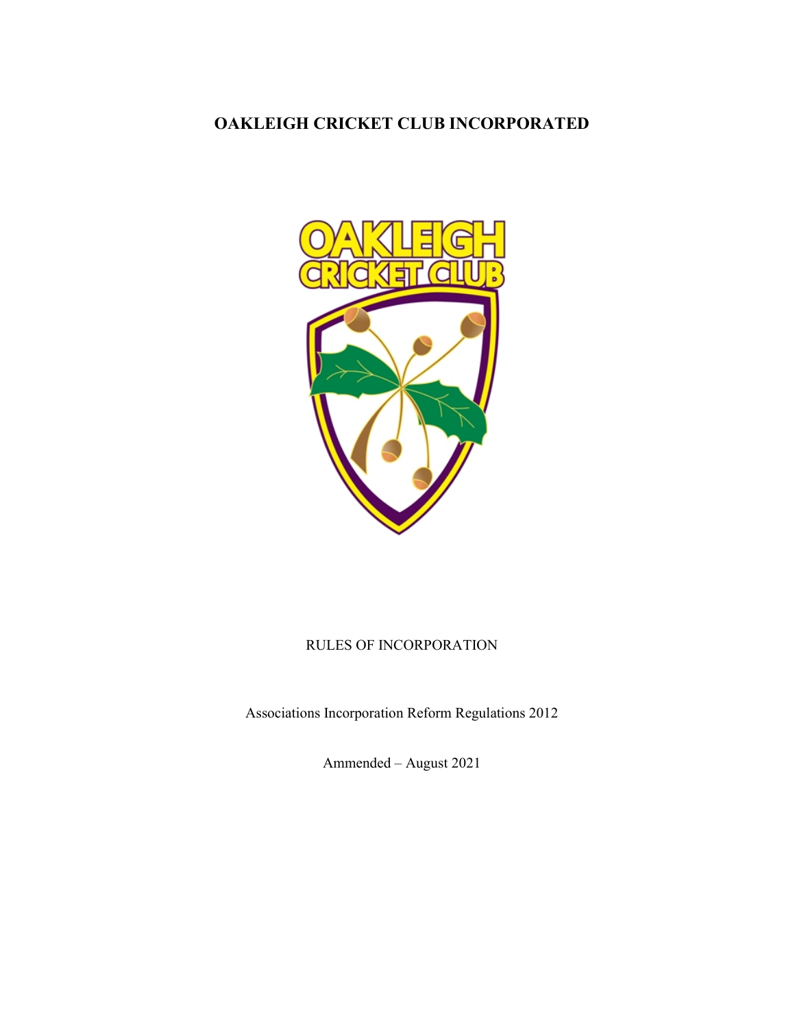# OAKLEIGH CRICKET CLUB INCORPORATED

RULES OF INCORPORATION

Associations Incorporation Reform Regulations 2012

Ammended – August 2021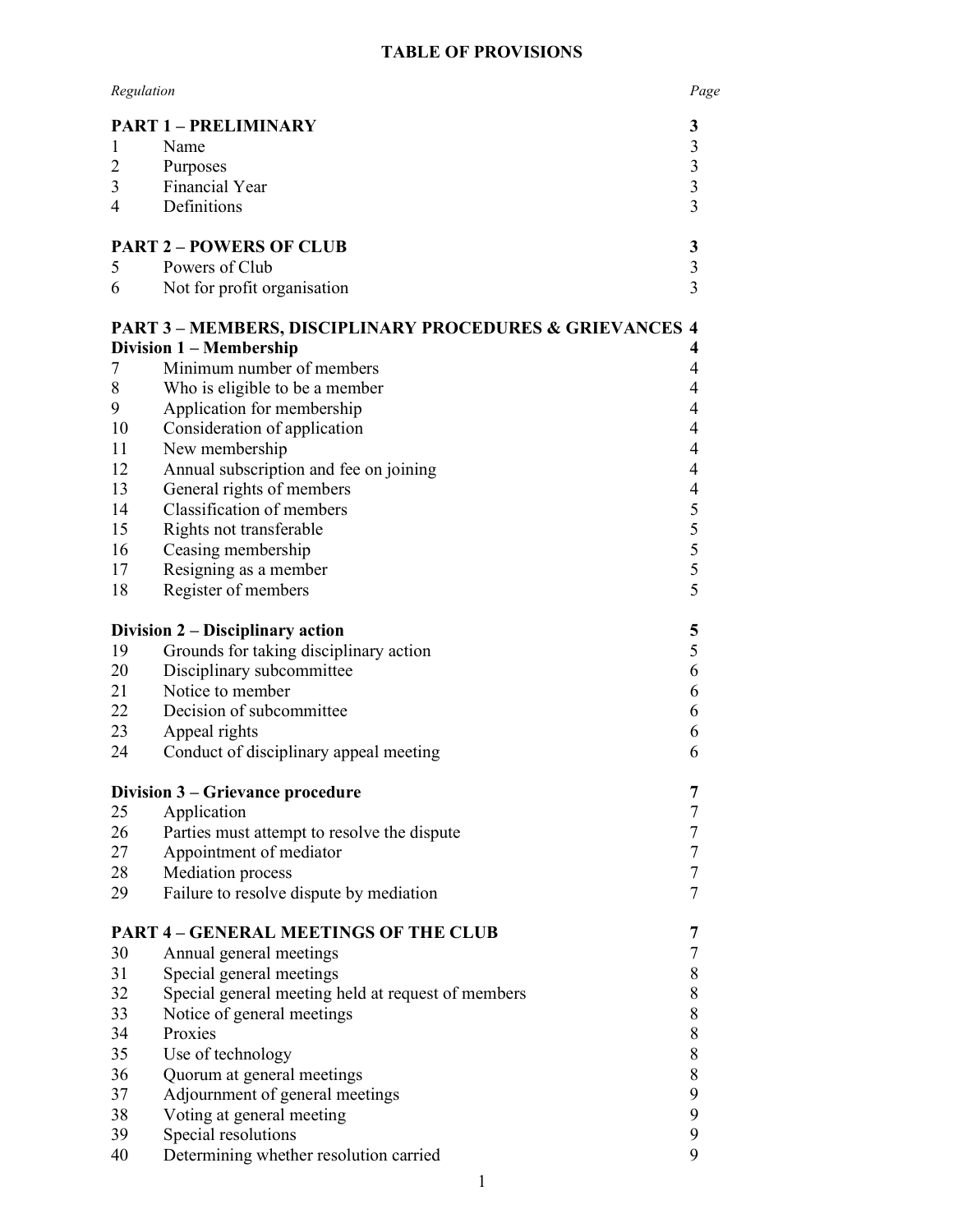# TABLE OF PROVISIONS

| *Regulation* | | *Page* |
|---|---|---|
| **PART 1 – PRELIMINARY** | | **3** |
| 1 | Name | 3 |
| 2 | Purposes | 3 |
| 3 | Financial Year | 3 |
| 4 | Definitions | 3 |
| **PART 2 – POWERS OF CLUB** | | **3** |
| 5 | Powers of Club | 3 |
| 6 | Not for profit organisation | 3 |
| **PART 3 – MEMBERS, DISCIPLINARY PROCEDURES & GRIEVANCES** | | **4** |
| **Division 1 – Membership** | | **4** |
| 7 | Minimum number of members | 4 |
| 8 | Who is eligible to be a member | 4 |
| 9 | Application for membership | 4 |
| 10 | Consideration of application | 4 |
| 11 | New membership | 4 |
| 12 | Annual subscription and fee on joining | 4 |
| 13 | General rights of members | 4 |
| 14 | Classification of members | 5 |
| 15 | Rights not transferable | 5 |
| 16 | Ceasing membership | 5 |
| 17 | Resigning as a member | 5 |
| 18 | Register of members | 5 |
| **Division 2 – Disciplinary action** | | **5** |
| 19 | Grounds for taking disciplinary action | 5 |
| 20 | Disciplinary subcommittee | 6 |
| 21 | Notice to member | 6 |
| 22 | Decision of subcommittee | 6 |
| 23 | Appeal rights | 6 |
| 24 | Conduct of disciplinary appeal meeting | 6 |
| **Division 3 – Grievance procedure** | | **7** |
| 25 | Application | 7 |
| 26 | Parties must attempt to resolve the dispute | 7 |
| 27 | Appointment of mediator | 7 |
| 28 | Mediation process | 7 |
| 29 | Failure to resolve dispute by mediation | 7 |
| **PART 4 – GENERAL MEETINGS OF THE CLUB** | | **7** |
| 30 | Annual general meetings | 7 |
| 31 | Special general meetings | 8 |
| 32 | Special general meeting held at request of members | 8 |
| 33 | Notice of general meetings | 8 |
| 34 | Proxies | 8 |
| 35 | Use of technology | 8 |
| 36 | Quorum at general meetings | 8 |
| 37 | Adjournment of general meetings | 9 |
| 38 | Voting at general meeting | 9 |
| 39 | Special resolutions | 9 |
| 40 | Determining whether resolution carried | 9 |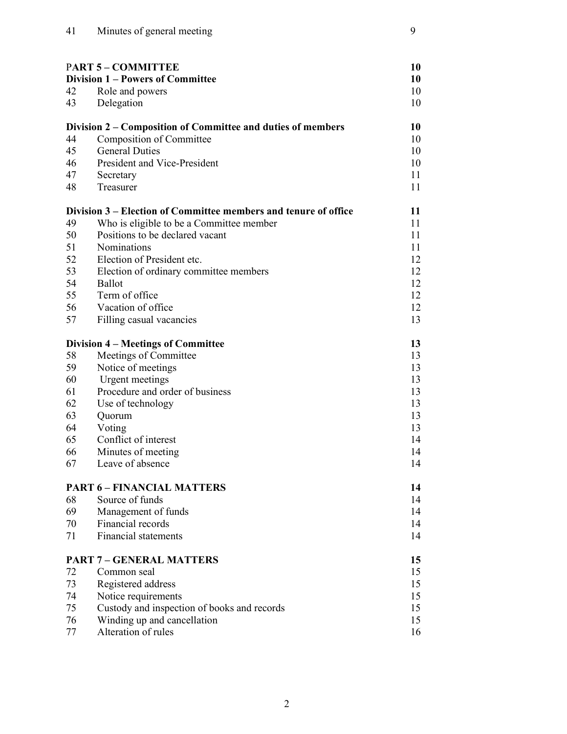| | | |
|---|---|---|
| 41 | Minutes of general meeting | 9 |
| | | |
| | **PART 5 – COMMITTEE** | **10** |
| | **Division 1 – Powers of Committee** | **10** |
| 42 | Role and powers | 10 |
| 43 | Delegation | 10 |
| | | |
| | **Division 2 – Composition of Committee and duties of members** | **10** |
| 44 | Composition of Committee | 10 |
| 45 | General Duties | 10 |
| 46 | President and Vice-President | 10 |
| 47 | Secretary | 11 |
| 48 | Treasurer | 11 |
| | | |
| | **Division 3 – Election of Committee members and tenure of office** | **11** |
| 49 | Who is eligible to be a Committee member | 11 |
| 50 | Positions to be declared vacant | 11 |
| 51 | Nominations | 11 |
| 52 | Election of President etc. | 12 |
| 53 | Election of ordinary committee members | 12 |
| 54 | Ballot | 12 |
| 55 | Term of office | 12 |
| 56 | Vacation of office | 12 |
| 57 | Filling casual vacancies | 13 |
| | | |
| | **Division 4 – Meetings of Committee** | **13** |
| 58 | Meetings of Committee | 13 |
| 59 | Notice of meetings | 13 |
| 60 | Urgent meetings | 13 |
| 61 | Procedure and order of business | 13 |
| 62 | Use of technology | 13 |
| 63 | Quorum | 13 |
| 64 | Voting | 13 |
| 65 | Conflict of interest | 14 |
| 66 | Minutes of meeting | 14 |
| 67 | Leave of absence | 14 |
| | | |
| | **PART 6 – FINANCIAL MATTERS** | **14** |
| 68 | Source of funds | 14 |
| 69 | Management of funds | 14 |
| 70 | Financial records | 14 |
| 71 | Financial statements | 14 |
| | | |
| | **PART 7 – GENERAL MATTERS** | **15** |
| 72 | Common seal | 15 |
| 73 | Registered address | 15 |
| 74 | Notice requirements | 15 |
| 75 | Custody and inspection of books and records | 15 |
| 76 | Winding up and cancellation | 15 |
| 77 | Alteration of rules | 16 |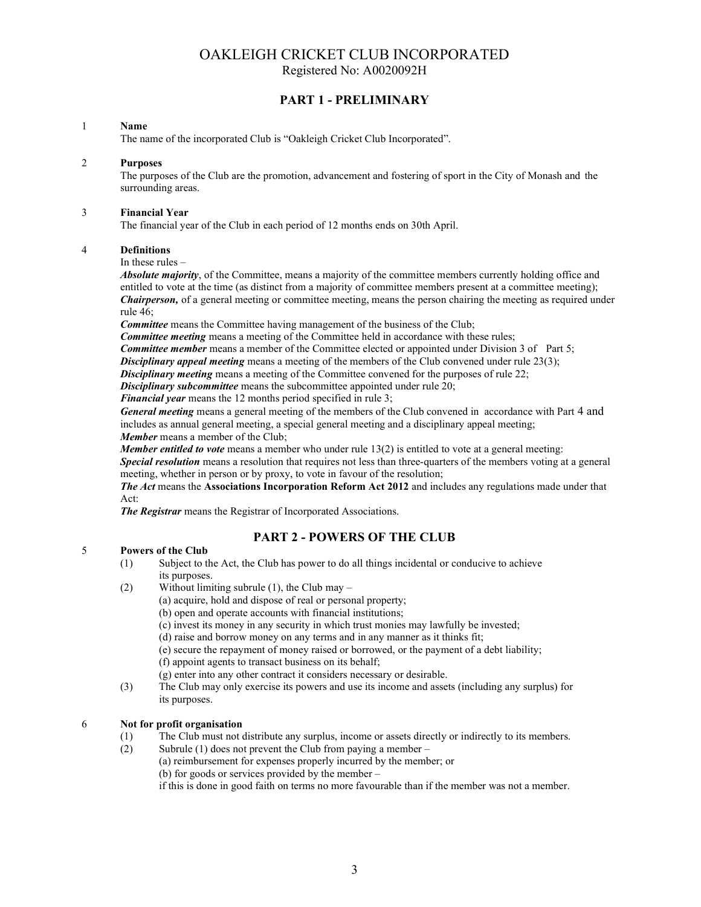# OAKLEIGH CRICKET CLUB INCORPORATED

Registered No: A0020092H

## PART 1 - PRELIMINARY

1 **Name**

The name of the incorporated Club is "Oakleigh Cricket Club Incorporated".

2 **Purposes**

The purposes of the Club are the promotion, advancement and fostering of sport in the City of Monash and the surrounding areas.

3 **Financial Year**

The financial year of the Club in each period of 12 months ends on 30th April.

4 **Definitions**

In these rules –

***Absolute majority***, of the Committee, means a majority of the committee members currently holding office and entitled to vote at the time (as distinct from a majority of committee members present at a committee meeting);

***Chairperson,*** of a general meeting or committee meeting, means the person chairing the meeting as required under rule 46;

***Committee*** means the Committee having management of the business of the Club;

***Committee meeting*** means a meeting of the Committee held in accordance with these rules;

***Committee member*** means a member of the Committee elected or appointed under Division 3 of Part 5;

***Disciplinary appeal meeting*** means a meeting of the members of the Club convened under rule 23(3);

***Disciplinary meeting*** means a meeting of the Committee convened for the purposes of rule 22;

***Disciplinary subcommittee*** means the subcommittee appointed under rule 20;

***Financial year*** means the 12 months period specified in rule 3;

***General meeting*** means a general meeting of the members of the Club convened in accordance with Part 4 and includes as annual general meeting, a special general meeting and a disciplinary appeal meeting;

***Member*** means a member of the Club;

***Member entitled to vote*** means a member who under rule 13(2) is entitled to vote at a general meeting:

***Special resolution*** means a resolution that requires not less than three-quarters of the members voting at a general meeting, whether in person or by proxy, to vote in favour of the resolution;

***The Act*** means the **Associations Incorporation Reform Act 2012** and includes any regulations made under that Act:

***The Registrar*** means the Registrar of Incorporated Associations.

## PART 2 - POWERS OF THE CLUB

5 **Powers of the Club**

(1) Subject to the Act, the Club has power to do all things incidental or conducive to achieve its purposes.

(2) Without limiting subrule (1), the Club may –

(a) acquire, hold and dispose of real or personal property;

(b) open and operate accounts with financial institutions;

(c) invest its money in any security in which trust monies may lawfully be invested;

(d) raise and borrow money on any terms and in any manner as it thinks fit;

(e) secure the repayment of money raised or borrowed, or the payment of a debt liability;

(f) appoint agents to transact business on its behalf;

(g) enter into any other contract it considers necessary or desirable.

(3) The Club may only exercise its powers and use its income and assets (including any surplus) for its purposes.

6 **Not for profit organisation**

(1) The Club must not distribute any surplus, income or assets directly or indirectly to its members.

(2) Subrule (1) does not prevent the Club from paying a member –

(a) reimbursement for expenses properly incurred by the member; or

(b) for goods or services provided by the member –

if this is done in good faith on terms no more favourable than if the member was not a member.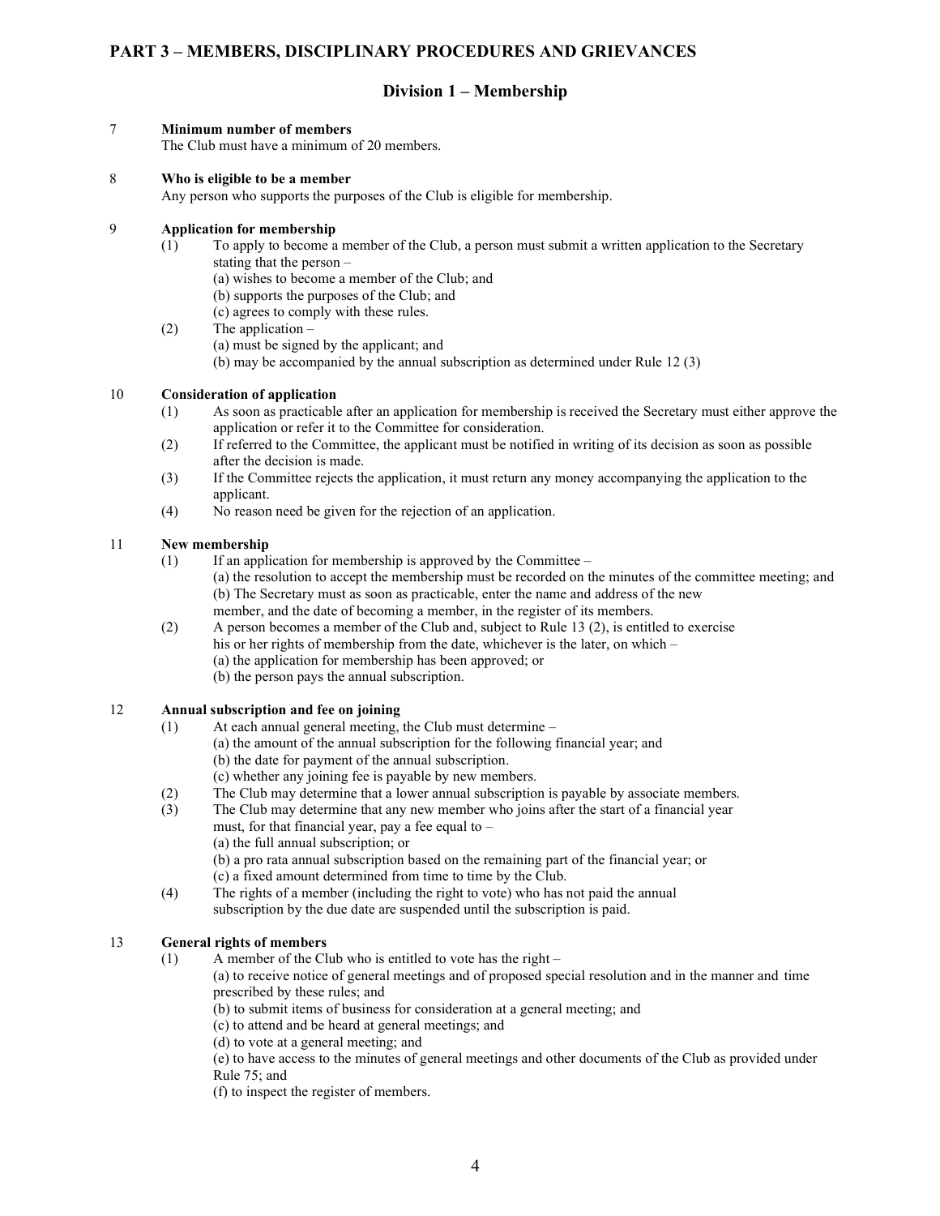## PART 3 – MEMBERS, DISCIPLINARY PROCEDURES AND GRIEVANCES

### Division 1 – Membership

**7 Minimum number of members**

The Club must have a minimum of 20 members.

**8 Who is eligible to be a member**

Any person who supports the purposes of the Club is eligible for membership.

**9 Application for membership**

(1) To apply to become a member of the Club, a person must submit a written application to the Secretary stating that the person –
  (a) wishes to become a member of the Club; and
  (b) supports the purposes of the Club; and
  (c) agrees to comply with these rules.

(2) The application –
  (a) must be signed by the applicant; and
  (b) may be accompanied by the annual subscription as determined under Rule 12 (3)

**10 Consideration of application**

(1) As soon as practicable after an application for membership is received the Secretary must either approve the application or refer it to the Committee for consideration.

(2) If referred to the Committee, the applicant must be notified in writing of its decision as soon as possible after the decision is made.

(3) If the Committee rejects the application, it must return any money accompanying the application to the applicant.

(4) No reason need be given for the rejection of an application.

**11 New membership**

(1) If an application for membership is approved by the Committee –
  (a) the resolution to accept the membership must be recorded on the minutes of the committee meeting; and
  (b) The Secretary must as soon as practicable, enter the name and address of the new member, and the date of becoming a member, in the register of its members.

(2) A person becomes a member of the Club and, subject to Rule 13 (2), is entitled to exercise his or her rights of membership from the date, whichever is the later, on which –
  (a) the application for membership has been approved; or
  (b) the person pays the annual subscription.

**12 Annual subscription and fee on joining**

(1) At each annual general meeting, the Club must determine –
  (a) the amount of the annual subscription for the following financial year; and
  (b) the date for payment of the annual subscription.
  (c) whether any joining fee is payable by new members.

(2) The Club may determine that a lower annual subscription is payable by associate members.

(3) The Club may determine that any new member who joins after the start of a financial year must, for that financial year, pay a fee equal to –
  (a) the full annual subscription; or
  (b) a pro rata annual subscription based on the remaining part of the financial year; or
  (c) a fixed amount determined from time to time by the Club.

(4) The rights of a member (including the right to vote) who has not paid the annual subscription by the due date are suspended until the subscription is paid.

**13 General rights of members**

(1) A member of the Club who is entitled to vote has the right –
  (a) to receive notice of general meetings and of proposed special resolution and in the manner and time prescribed by these rules; and
  (b) to submit items of business for consideration at a general meeting; and
  (c) to attend and be heard at general meetings; and
  (d) to vote at a general meeting; and
  (e) to have access to the minutes of general meetings and other documents of the Club as provided under Rule 75; and
  (f) to inspect the register of members.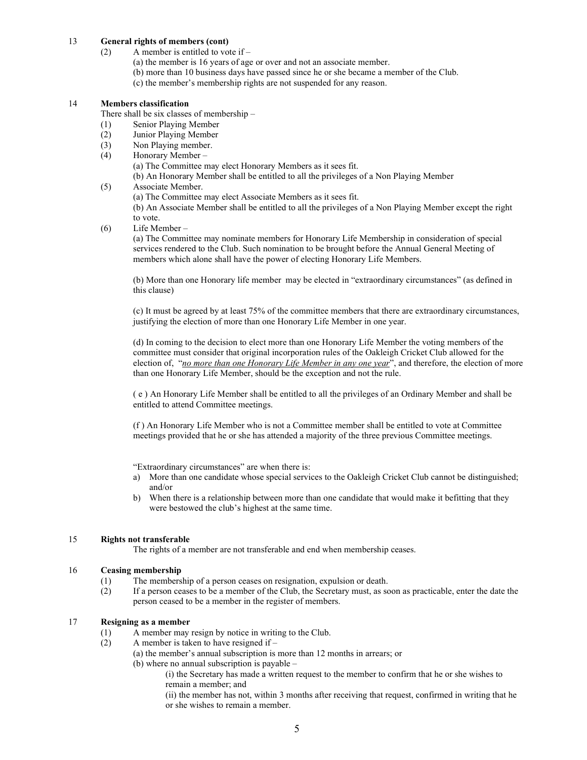## 13 General rights of members (cont)

(2) A member is entitled to vote if –

(a) the member is 16 years of age or over and not an associate member.

(b) more than 10 business days have passed since he or she became a member of the Club.

(c) the member's membership rights are not suspended for any reason.

## 14 Members classification

There shall be six classes of membership –

(1) Senior Playing Member

(2) Junior Playing Member

(3) Non Playing member.

(4) Honorary Member –

(a) The Committee may elect Honorary Members as it sees fit.

(b) An Honorary Member shall be entitled to all the privileges of a Non Playing Member

(5) Associate Member.

(a) The Committee may elect Associate Members as it sees fit.

(b) An Associate Member shall be entitled to all the privileges of a Non Playing Member except the right to vote.

(6) Life Member –

(a) The Committee may nominate members for Honorary Life Membership in consideration of special services rendered to the Club. Such nomination to be brought before the Annual General Meeting of members which alone shall have the power of electing Honorary Life Members.

(b) More than one Honorary life member may be elected in "extraordinary circumstances" (as defined in this clause)

(c) It must be agreed by at least 75% of the committee members that there are extraordinary circumstances, justifying the election of more than one Honorary Life Member in one year.

(d) In coming to the decision to elect more than one Honorary Life Member the voting members of the committee must consider that original incorporation rules of the Oakleigh Cricket Club allowed for the election of, "*<u>no more than one Honorary Life Member in any one year</u>*", and therefore, the election of more than one Honorary Life Member, should be the exception and not the rule.

( e ) An Honorary Life Member shall be entitled to all the privileges of an Ordinary Member and shall be entitled to attend Committee meetings.

(f ) An Honorary Life Member who is not a Committee member shall be entitled to vote at Committee meetings provided that he or she has attended a majority of the three previous Committee meetings.

"Extraordinary circumstances" are when there is:

a) More than one candidate whose special services to the Oakleigh Cricket Club cannot be distinguished; and/or

b) When there is a relationship between more than one candidate that would make it befitting that they were bestowed the club's highest at the same time.

## 15 Rights not transferable

The rights of a member are not transferable and end when membership ceases.

## 16 Ceasing membership

(1) The membership of a person ceases on resignation, expulsion or death.

(2) If a person ceases to be a member of the Club, the Secretary must, as soon as practicable, enter the date the person ceased to be a member in the register of members.

## 17 Resigning as a member

(1) A member may resign by notice in writing to the Club.

(2) A member is taken to have resigned if –

(a) the member's annual subscription is more than 12 months in arrears; or

(b) where no annual subscription is payable –

(i) the Secretary has made a written request to the member to confirm that he or she wishes to remain a member; and

(ii) the member has not, within 3 months after receiving that request, confirmed in writing that he or she wishes to remain a member.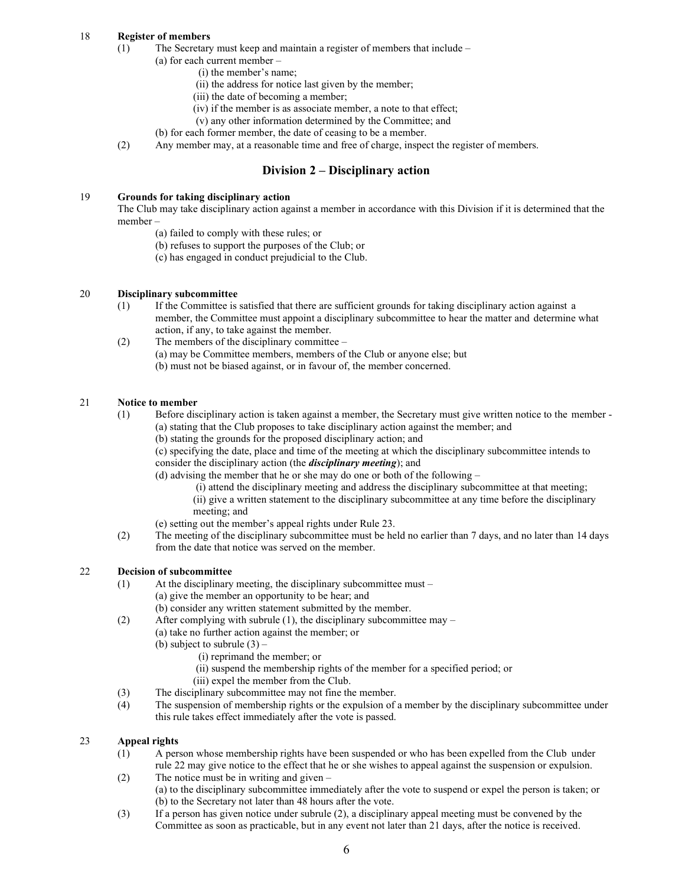18 **Register of members**

(1) The Secretary must keep and maintain a register of members that include –

(a) for each current member –

(i) the member's name;

(ii) the address for notice last given by the member;

(iii) the date of becoming a member;

(iv) if the member is as associate member, a note to that effect;

(v) any other information determined by the Committee; and

(b) for each former member, the date of ceasing to be a member.

(2) Any member may, at a reasonable time and free of charge, inspect the register of members.

## Division 2 – Disciplinary action

19 **Grounds for taking disciplinary action**

The Club may take disciplinary action against a member in accordance with this Division if it is determined that the member –

(a) failed to comply with these rules; or

(b) refuses to support the purposes of the Club; or

(c) has engaged in conduct prejudicial to the Club.

20 **Disciplinary subcommittee**

(1) If the Committee is satisfied that there are sufficient grounds for taking disciplinary action against a member, the Committee must appoint a disciplinary subcommittee to hear the matter and determine what action, if any, to take against the member.

(2) The members of the disciplinary committee –

(a) may be Committee members, members of the Club or anyone else; but

(b) must not be biased against, or in favour of, the member concerned.

21 **Notice to member**

(1) Before disciplinary action is taken against a member, the Secretary must give written notice to the member -

(a) stating that the Club proposes to take disciplinary action against the member; and

(b) stating the grounds for the proposed disciplinary action; and

(c) specifying the date, place and time of the meeting at which the disciplinary subcommittee intends to consider the disciplinary action (the ***disciplinary meeting***); and

(d) advising the member that he or she may do one or both of the following –

(i) attend the disciplinary meeting and address the disciplinary subcommittee at that meeting;

(ii) give a written statement to the disciplinary subcommittee at any time before the disciplinary meeting; and

(e) setting out the member's appeal rights under Rule 23.

(2) The meeting of the disciplinary subcommittee must be held no earlier than 7 days, and no later than 14 days from the date that notice was served on the member.

22 **Decision of subcommittee**

(1) At the disciplinary meeting, the disciplinary subcommittee must –

(a) give the member an opportunity to be hear; and

(b) consider any written statement submitted by the member.

(2) After complying with subrule (1), the disciplinary subcommittee may –

(a) take no further action against the member; or

(b) subject to subrule (3) –

(i) reprimand the member; or

(ii) suspend the membership rights of the member for a specified period; or

(iii) expel the member from the Club.

(3) The disciplinary subcommittee may not fine the member.

(4) The suspension of membership rights or the expulsion of a member by the disciplinary subcommittee under this rule takes effect immediately after the vote is passed.

23 **Appeal rights**

(1) A person whose membership rights have been suspended or who has been expelled from the Club under rule 22 may give notice to the effect that he or she wishes to appeal against the suspension or expulsion.

(2) The notice must be in writing and given –

(a) to the disciplinary subcommittee immediately after the vote to suspend or expel the person is taken; or

(b) to the Secretary not later than 48 hours after the vote.

(3) If a person has given notice under subrule (2), a disciplinary appeal meeting must be convened by the Committee as soon as practicable, but in any event not later than 21 days, after the notice is received.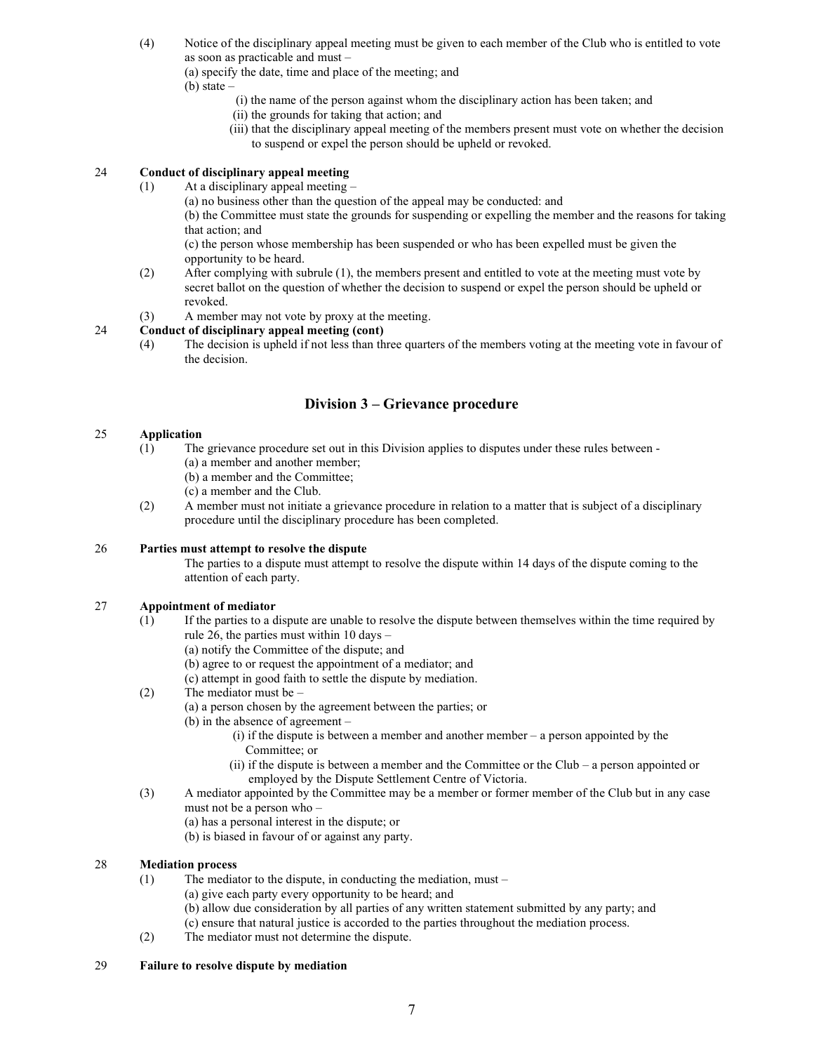(4) Notice of the disciplinary appeal meeting must be given to each member of the Club who is entitled to vote as soon as practicable and must –

(a) specify the date, time and place of the meeting; and

(b) state –

(i) the name of the person against whom the disciplinary action has been taken; and

(ii) the grounds for taking that action; and

(iii) that the disciplinary appeal meeting of the members present must vote on whether the decision to suspend or expel the person should be upheld or revoked.

**24 Conduct of disciplinary appeal meeting**

(1) At a disciplinary appeal meeting –

(a) no business other than the question of the appeal may be conducted: and

(b) the Committee must state the grounds for suspending or expelling the member and the reasons for taking that action; and

(c) the person whose membership has been suspended or who has been expelled must be given the opportunity to be heard.

(2) After complying with subrule (1), the members present and entitled to vote at the meeting must vote by secret ballot on the question of whether the decision to suspend or expel the person should be upheld or revoked.

(3) A member may not vote by proxy at the meeting.

**24 Conduct of disciplinary appeal meeting (cont)**

(4) The decision is upheld if not less than three quarters of the members voting at the meeting vote in favour of the decision.

## Division 3 – Grievance procedure

**25 Application**

(1) The grievance procedure set out in this Division applies to disputes under these rules between -

(a) a member and another member;

(b) a member and the Committee;

(c) a member and the Club.

(2) A member must not initiate a grievance procedure in relation to a matter that is subject of a disciplinary procedure until the disciplinary procedure has been completed.

**26 Parties must attempt to resolve the dispute**

The parties to a dispute must attempt to resolve the dispute within 14 days of the dispute coming to the attention of each party.

**27 Appointment of mediator**

(1) If the parties to a dispute are unable to resolve the dispute between themselves within the time required by rule 26, the parties must within 10 days –

(a) notify the Committee of the dispute; and

(b) agree to or request the appointment of a mediator; and

(c) attempt in good faith to settle the dispute by mediation.

(2) The mediator must be –

(a) a person chosen by the agreement between the parties; or

(b) in the absence of agreement –

(i) if the dispute is between a member and another member – a person appointed by the Committee; or

(ii) if the dispute is between a member and the Committee or the Club – a person appointed or employed by the Dispute Settlement Centre of Victoria.

(3) A mediator appointed by the Committee may be a member or former member of the Club but in any case must not be a person who –

(a) has a personal interest in the dispute; or

(b) is biased in favour of or against any party.

**28 Mediation process**

(1) The mediator to the dispute, in conducting the mediation, must –

(a) give each party every opportunity to be heard; and

(b) allow due consideration by all parties of any written statement submitted by any party; and

(c) ensure that natural justice is accorded to the parties throughout the mediation process.

(2) The mediator must not determine the dispute.

**29 Failure to resolve dispute by mediation**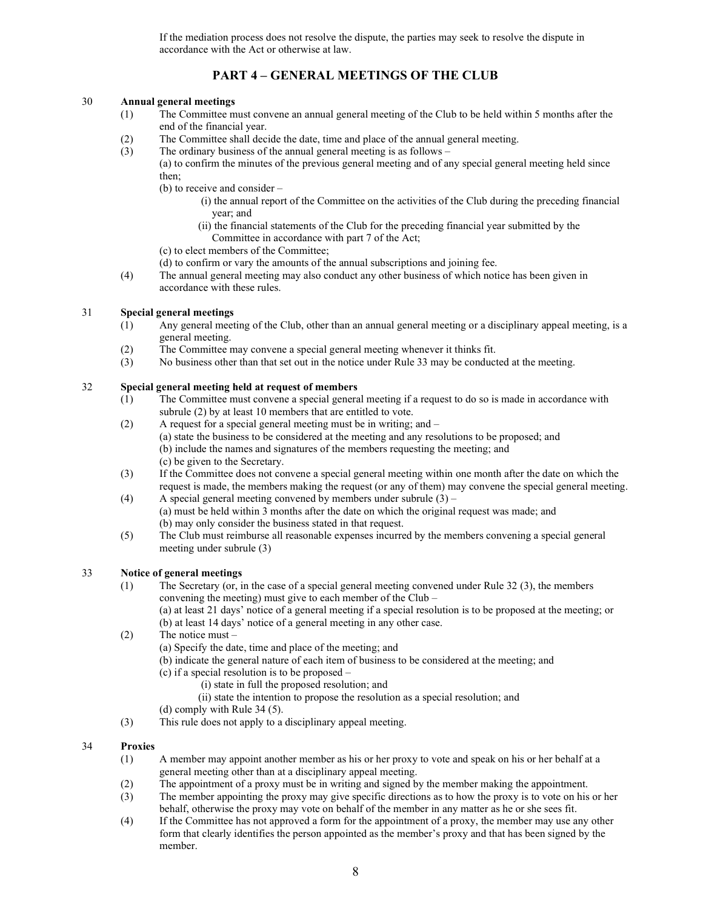If the mediation process does not resolve the dispute, the parties may seek to resolve the dispute in accordance with the Act or otherwise at law.

## PART 4 – GENERAL MEETINGS OF THE CLUB

### 30 Annual general meetings

(1) The Committee must convene an annual general meeting of the Club to be held within 5 months after the end of the financial year.

(2) The Committee shall decide the date, time and place of the annual general meeting.

(3) The ordinary business of the annual general meeting is as follows –

(a) to confirm the minutes of the previous general meeting and of any special general meeting held since then;

(b) to receive and consider –

(i) the annual report of the Committee on the activities of the Club during the preceding financial year; and

(ii) the financial statements of the Club for the preceding financial year submitted by the Committee in accordance with part 7 of the Act;

(c) to elect members of the Committee;

(d) to confirm or vary the amounts of the annual subscriptions and joining fee.

(4) The annual general meeting may also conduct any other business of which notice has been given in accordance with these rules.

### 31 Special general meetings

(1) Any general meeting of the Club, other than an annual general meeting or a disciplinary appeal meeting, is a general meeting.

(2) The Committee may convene a special general meeting whenever it thinks fit.

(3) No business other than that set out in the notice under Rule 33 may be conducted at the meeting.

### 32 Special general meeting held at request of members

(1) The Committee must convene a special general meeting if a request to do so is made in accordance with subrule (2) by at least 10 members that are entitled to vote.

(2) A request for a special general meeting must be in writing; and –

(a) state the business to be considered at the meeting and any resolutions to be proposed; and

(b) include the names and signatures of the members requesting the meeting; and

(c) be given to the Secretary.

(3) If the Committee does not convene a special general meeting within one month after the date on which the request is made, the members making the request (or any of them) may convene the special general meeting.

(4) A special general meeting convened by members under subrule (3) –

(a) must be held within 3 months after the date on which the original request was made; and

(b) may only consider the business stated in that request.

(5) The Club must reimburse all reasonable expenses incurred by the members convening a special general meeting under subrule (3)

### 33 Notice of general meetings

(1) The Secretary (or, in the case of a special general meeting convened under Rule 32 (3), the members convening the meeting) must give to each member of the Club –

(a) at least 21 days' notice of a general meeting if a special resolution is to be proposed at the meeting; or

(b) at least 14 days' notice of a general meeting in any other case.

(2) The notice must –

(a) Specify the date, time and place of the meeting; and

(b) indicate the general nature of each item of business to be considered at the meeting; and

(c) if a special resolution is to be proposed –

(i) state in full the proposed resolution; and

(ii) state the intention to propose the resolution as a special resolution; and

(d) comply with Rule 34 (5).

(3) This rule does not apply to a disciplinary appeal meeting.

### 34 Proxies

(1) A member may appoint another member as his or her proxy to vote and speak on his or her behalf at a general meeting other than at a disciplinary appeal meeting.

(2) The appointment of a proxy must be in writing and signed by the member making the appointment.

(3) The member appointing the proxy may give specific directions as to how the proxy is to vote on his or her behalf, otherwise the proxy may vote on behalf of the member in any matter as he or she sees fit.

(4) If the Committee has not approved a form for the appointment of a proxy, the member may use any other form that clearly identifies the person appointed as the member's proxy and that has been signed by the member.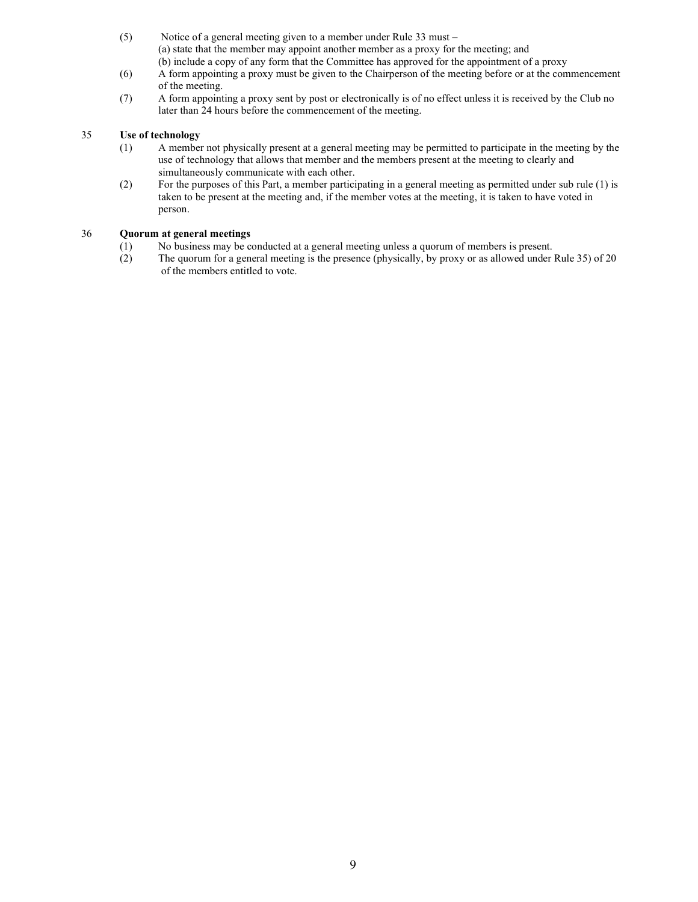(5) Notice of a general meeting given to a member under Rule 33 must –
(a) state that the member may appoint another member as a proxy for the meeting; and
(b) include a copy of any form that the Committee has approved for the appointment of a proxy

(6) A form appointing a proxy must be given to the Chairperson of the meeting before or at the commencement of the meeting.

(7) A form appointing a proxy sent by post or electronically is of no effect unless it is received by the Club no later than 24 hours before the commencement of the meeting.

35 **Use of technology**

(1) A member not physically present at a general meeting may be permitted to participate in the meeting by the use of technology that allows that member and the members present at the meeting to clearly and simultaneously communicate with each other.

(2) For the purposes of this Part, a member participating in a general meeting as permitted under sub rule (1) is taken to be present at the meeting and, if the member votes at the meeting, it is taken to have voted in person.

36 **Quorum at general meetings**

(1) No business may be conducted at a general meeting unless a quorum of members is present.

(2) The quorum for a general meeting is the presence (physically, by proxy or as allowed under Rule 35) of 20 of the members entitled to vote.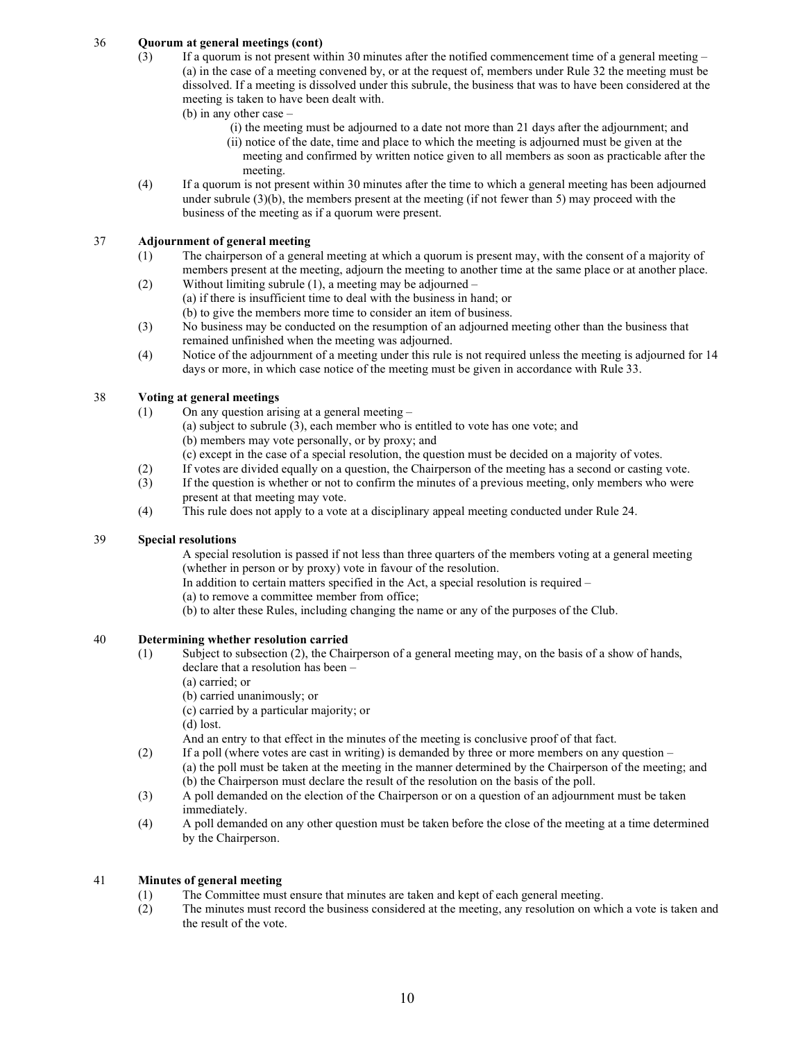## 36 Quorum at general meetings (cont)

(3) If a quorum is not present within 30 minutes after the notified commencement time of a general meeting –
(a) in the case of a meeting convened by, or at the request of, members under Rule 32 the meeting must be dissolved. If a meeting is dissolved under this subrule, the business that was to have been considered at the meeting is taken to have been dealt with.
(b) in any other case –
(i) the meeting must be adjourned to a date not more than 21 days after the adjournment; and
(ii) notice of the date, time and place to which the meeting is adjourned must be given at the meeting and confirmed by written notice given to all members as soon as practicable after the meeting.

(4) If a quorum is not present within 30 minutes after the time to which a general meeting has been adjourned under subrule (3)(b), the members present at the meeting (if not fewer than 5) may proceed with the business of the meeting as if a quorum were present.

## 37 Adjournment of general meeting

(1) The chairperson of a general meeting at which a quorum is present may, with the consent of a majority of members present at the meeting, adjourn the meeting to another time at the same place or at another place.

(2) Without limiting subrule (1), a meeting may be adjourned –
(a) if there is insufficient time to deal with the business in hand; or
(b) to give the members more time to consider an item of business.

(3) No business may be conducted on the resumption of an adjourned meeting other than the business that remained unfinished when the meeting was adjourned.

(4) Notice of the adjournment of a meeting under this rule is not required unless the meeting is adjourned for 14 days or more, in which case notice of the meeting must be given in accordance with Rule 33.

## 38 Voting at general meetings

(1) On any question arising at a general meeting –
(a) subject to subrule (3), each member who is entitled to vote has one vote; and
(b) members may vote personally, or by proxy; and
(c) except in the case of a special resolution, the question must be decided on a majority of votes.

(2) If votes are divided equally on a question, the Chairperson of the meeting has a second or casting vote.

(3) If the question is whether or not to confirm the minutes of a previous meeting, only members who were present at that meeting may vote.

(4) This rule does not apply to a vote at a disciplinary appeal meeting conducted under Rule 24.

## 39 Special resolutions

A special resolution is passed if not less than three quarters of the members voting at a general meeting (whether in person or by proxy) vote in favour of the resolution.

In addition to certain matters specified in the Act, a special resolution is required –
(a) to remove a committee member from office;
(b) to alter these Rules, including changing the name or any of the purposes of the Club.

## 40 Determining whether resolution carried

(1) Subject to subsection (2), the Chairperson of a general meeting may, on the basis of a show of hands, declare that a resolution has been –
(a) carried; or
(b) carried unanimously; or
(c) carried by a particular majority; or
(d) lost.
And an entry to that effect in the minutes of the meeting is conclusive proof of that fact.

(2) If a poll (where votes are cast in writing) is demanded by three or more members on any question –
(a) the poll must be taken at the meeting in the manner determined by the Chairperson of the meeting; and
(b) the Chairperson must declare the result of the resolution on the basis of the poll.

(3) A poll demanded on the election of the Chairperson or on a question of an adjournment must be taken immediately.

(4) A poll demanded on any other question must be taken before the close of the meeting at a time determined by the Chairperson.

## 41 Minutes of general meeting

(1) The Committee must ensure that minutes are taken and kept of each general meeting.

(2) The minutes must record the business considered at the meeting, any resolution on which a vote is taken and the result of the vote.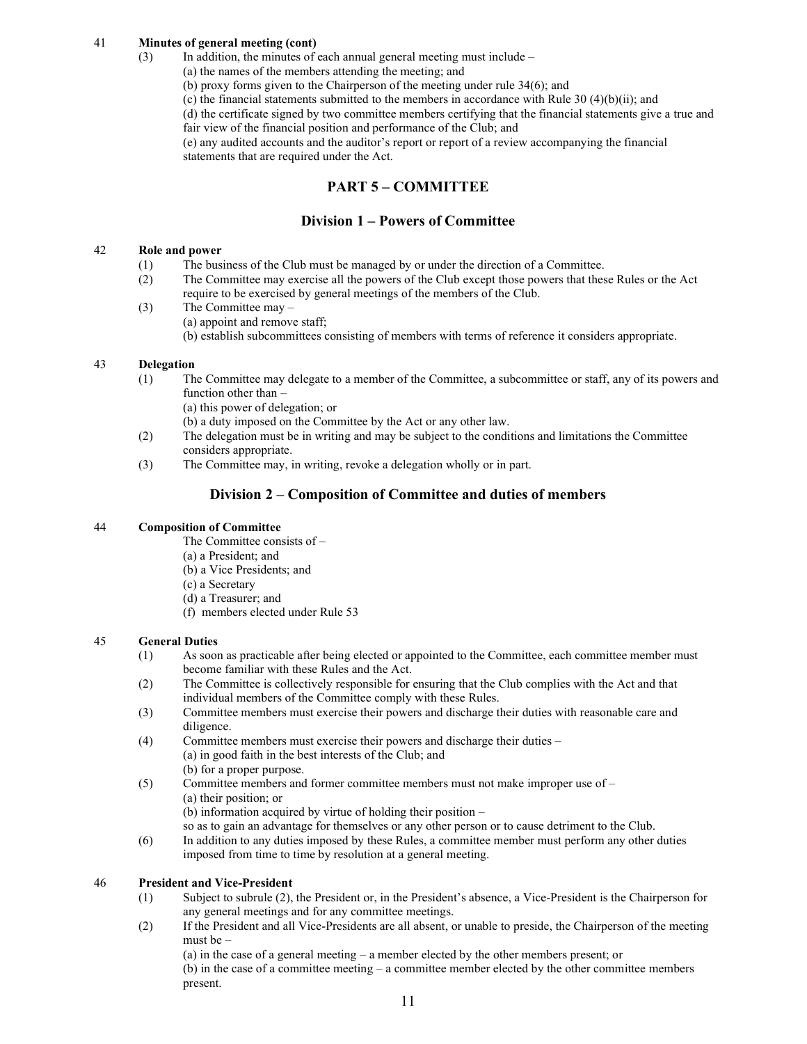41 **Minutes of general meeting (cont)**

(3) In addition, the minutes of each annual general meeting must include –
(a) the names of the members attending the meeting; and
(b) proxy forms given to the Chairperson of the meeting under rule 34(6); and
(c) the financial statements submitted to the members in accordance with Rule 30 (4)(b)(ii); and
(d) the certificate signed by two committee members certifying that the financial statements give a true and fair view of the financial position and performance of the Club; and
(e) any audited accounts and the auditor's report or report of a review accompanying the financial statements that are required under the Act.

# PART 5 – COMMITTEE

## Division 1 – Powers of Committee

42 **Role and power**

(1) The business of the Club must be managed by or under the direction of a Committee.
(2) The Committee may exercise all the powers of the Club except those powers that these Rules or the Act require to be exercised by general meetings of the members of the Club.
(3) The Committee may –
(a) appoint and remove staff;
(b) establish subcommittees consisting of members with terms of reference it considers appropriate.

43 **Delegation**

(1) The Committee may delegate to a member of the Committee, a subcommittee or staff, any of its powers and function other than –
(a) this power of delegation; or
(b) a duty imposed on the Committee by the Act or any other law.
(2) The delegation must be in writing and may be subject to the conditions and limitations the Committee considers appropriate.
(3) The Committee may, in writing, revoke a delegation wholly or in part.

## Division 2 – Composition of Committee and duties of members

44 **Composition of Committee**

The Committee consists of –
(a) a President; and
(b) a Vice Presidents; and
(c) a Secretary
(d) a Treasurer; and
(f) members elected under Rule 53

45 **General Duties**

(1) As soon as practicable after being elected or appointed to the Committee, each committee member must become familiar with these Rules and the Act.
(2) The Committee is collectively responsible for ensuring that the Club complies with the Act and that individual members of the Committee comply with these Rules.
(3) Committee members must exercise their powers and discharge their duties with reasonable care and diligence.
(4) Committee members must exercise their powers and discharge their duties –
(a) in good faith in the best interests of the Club; and
(b) for a proper purpose.
(5) Committee members and former committee members must not make improper use of –
(a) their position; or
(b) information acquired by virtue of holding their position –
so as to gain an advantage for themselves or any other person or to cause detriment to the Club.
(6) In addition to any duties imposed by these Rules, a committee member must perform any other duties imposed from time to time by resolution at a general meeting.

46 **President and Vice-President**

(1) Subject to subrule (2), the President or, in the President's absence, a Vice-President is the Chairperson for any general meetings and for any committee meetings.
(2) If the President and all Vice-Presidents are all absent, or unable to preside, the Chairperson of the meeting must be –
(a) in the case of a general meeting – a member elected by the other members present; or
(b) in the case of a committee meeting – a committee member elected by the other committee members present.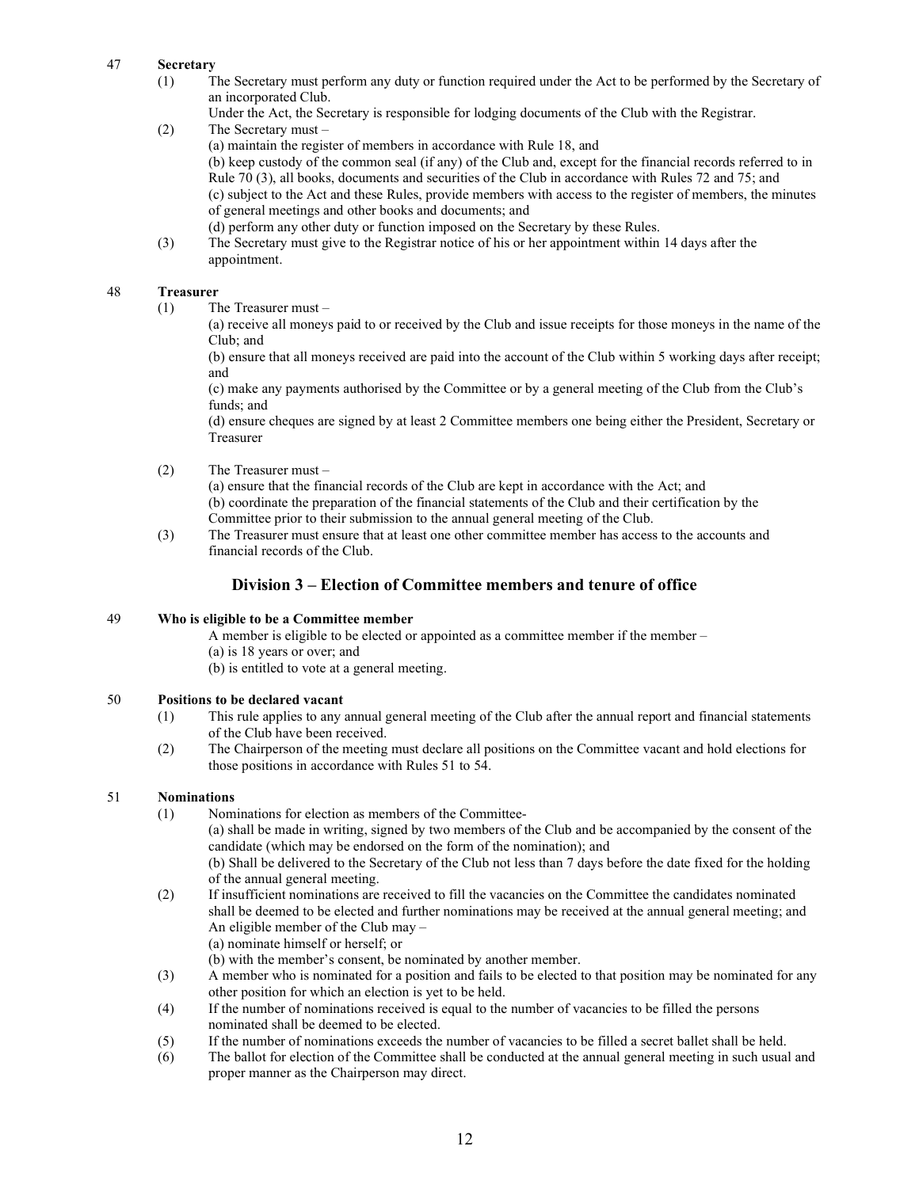### 47 Secretary

(1) The Secretary must perform any duty or function required under the Act to be performed by the Secretary of an incorporated Club.

Under the Act, the Secretary is responsible for lodging documents of the Club with the Registrar.

(2) The Secretary must –

(a) maintain the register of members in accordance with Rule 18, and

(b) keep custody of the common seal (if any) of the Club and, except for the financial records referred to in Rule 70 (3), all books, documents and securities of the Club in accordance with Rules 72 and 75; and

(c) subject to the Act and these Rules, provide members with access to the register of members, the minutes of general meetings and other books and documents; and

(d) perform any other duty or function imposed on the Secretary by these Rules.

(3) The Secretary must give to the Registrar notice of his or her appointment within 14 days after the appointment.

### 48 Treasurer

(1) The Treasurer must –

(a) receive all moneys paid to or received by the Club and issue receipts for those moneys in the name of the Club; and

(b) ensure that all moneys received are paid into the account of the Club within 5 working days after receipt; and

(c) make any payments authorised by the Committee or by a general meeting of the Club from the Club's funds; and

(d) ensure cheques are signed by at least 2 Committee members one being either the President, Secretary or Treasurer

(2) The Treasurer must –

(a) ensure that the financial records of the Club are kept in accordance with the Act; and

(b) coordinate the preparation of the financial statements of the Club and their certification by the Committee prior to their submission to the annual general meeting of the Club.

(3) The Treasurer must ensure that at least one other committee member has access to the accounts and financial records of the Club.

## Division 3 – Election of Committee members and tenure of office

### 49 Who is eligible to be a Committee member

A member is eligible to be elected or appointed as a committee member if the member –

(a) is 18 years or over; and

(b) is entitled to vote at a general meeting.

### 50 Positions to be declared vacant

(1) This rule applies to any annual general meeting of the Club after the annual report and financial statements of the Club have been received.

(2) The Chairperson of the meeting must declare all positions on the Committee vacant and hold elections for those positions in accordance with Rules 51 to 54.

### 51 Nominations

(1) Nominations for election as members of the Committee-

(a) shall be made in writing, signed by two members of the Club and be accompanied by the consent of the candidate (which may be endorsed on the form of the nomination); and

(b) Shall be delivered to the Secretary of the Club not less than 7 days before the date fixed for the holding of the annual general meeting.

(2) If insufficient nominations are received to fill the vacancies on the Committee the candidates nominated shall be deemed to be elected and further nominations may be received at the annual general meeting; and

An eligible member of the Club may –

(a) nominate himself or herself; or

(b) with the member's consent, be nominated by another member.

(3) A member who is nominated for a position and fails to be elected to that position may be nominated for any other position for which an election is yet to be held.

(4) If the number of nominations received is equal to the number of vacancies to be filled the persons nominated shall be deemed to be elected.

(5) If the number of nominations exceeds the number of vacancies to be filled a secret ballot shall be held.

(6) The ballot for election of the Committee shall be conducted at the annual general meeting in such usual and proper manner as the Chairperson may direct.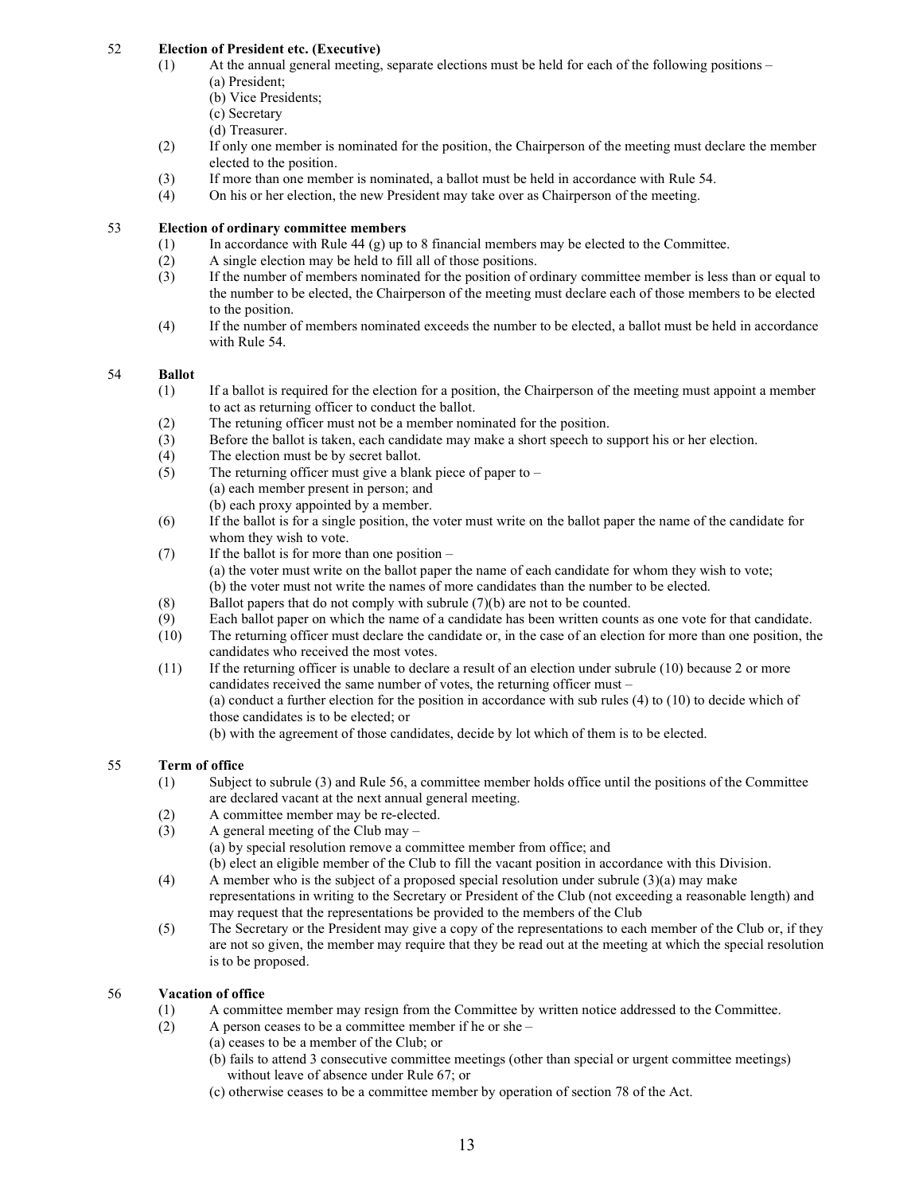## 52 Election of President etc. (Executive)

(1) At the annual general meeting, separate elections must be held for each of the following positions –
  (a) President;
  (b) Vice Presidents;
  (c) Secretary
  (d) Treasurer.

(2) If only one member is nominated for the position, the Chairperson of the meeting must declare the member elected to the position.

(3) If more than one member is nominated, a ballot must be held in accordance with Rule 54.

(4) On his or her election, the new President may take over as Chairperson of the meeting.

## 53 Election of ordinary committee members

(1) In accordance with Rule 44 (g) up to 8 financial members may be elected to the Committee.

(2) A single election may be held to fill all of those positions.

(3) If the number of members nominated for the position of ordinary committee member is less than or equal to the number to be elected, the Chairperson of the meeting must declare each of those members to be elected to the position.

(4) If the number of members nominated exceeds the number to be elected, a ballot must be held in accordance with Rule 54.

## 54 Ballot

(1) If a ballot is required for the election for a position, the Chairperson of the meeting must appoint a member to act as returning officer to conduct the ballot.

(2) The retuning officer must not be a member nominated for the position.

(3) Before the ballot is taken, each candidate may make a short speech to support his or her election.

(4) The election must be by secret ballot.

(5) The returning officer must give a blank piece of paper to –
  (a) each member present in person; and
  (b) each proxy appointed by a member.

(6) If the ballot is for a single position, the voter must write on the ballot paper the name of the candidate for whom they wish to vote.

(7) If the ballot is for more than one position –
  (a) the voter must write on the ballot paper the name of each candidate for whom they wish to vote;
  (b) the voter must not write the names of more candidates than the number to be elected.

(8) Ballot papers that do not comply with subrule (7)(b) are not to be counted.

(9) Each ballot paper on which the name of a candidate has been written counts as one vote for that candidate.

(10) The returning officer must declare the candidate or, in the case of an election for more than one position, the candidates who received the most votes.

(11) If the returning officer is unable to declare a result of an election under subrule (10) because 2 or more candidates received the same number of votes, the returning officer must –
  (a) conduct a further election for the position in accordance with sub rules (4) to (10) to decide which of those candidates is to be elected; or
  (b) with the agreement of those candidates, decide by lot which of them is to be elected.

## 55 Term of office

(1) Subject to subrule (3) and Rule 56, a committee member holds office until the positions of the Committee are declared vacant at the next annual general meeting.

(2) A committee member may be re-elected.

(3) A general meeting of the Club may –
  (a) by special resolution remove a committee member from office; and
  (b) elect an eligible member of the Club to fill the vacant position in accordance with this Division.

(4) A member who is the subject of a proposed special resolution under subrule (3)(a) may make representations in writing to the Secretary or President of the Club (not exceeding a reasonable length) and may request that the representations be provided to the members of the Club

(5) The Secretary or the President may give a copy of the representations to each member of the Club or, if they are not so given, the member may require that they be read out at the meeting at which the special resolution is to be proposed.

## 56 Vacation of office

(1) A committee member may resign from the Committee by written notice addressed to the Committee.

(2) A person ceases to be a committee member if he or she –
  (a) ceases to be a member of the Club; or
  (b) fails to attend 3 consecutive committee meetings (other than special or urgent committee meetings) without leave of absence under Rule 67; or
  (c) otherwise ceases to be a committee member by operation of section 78 of the Act.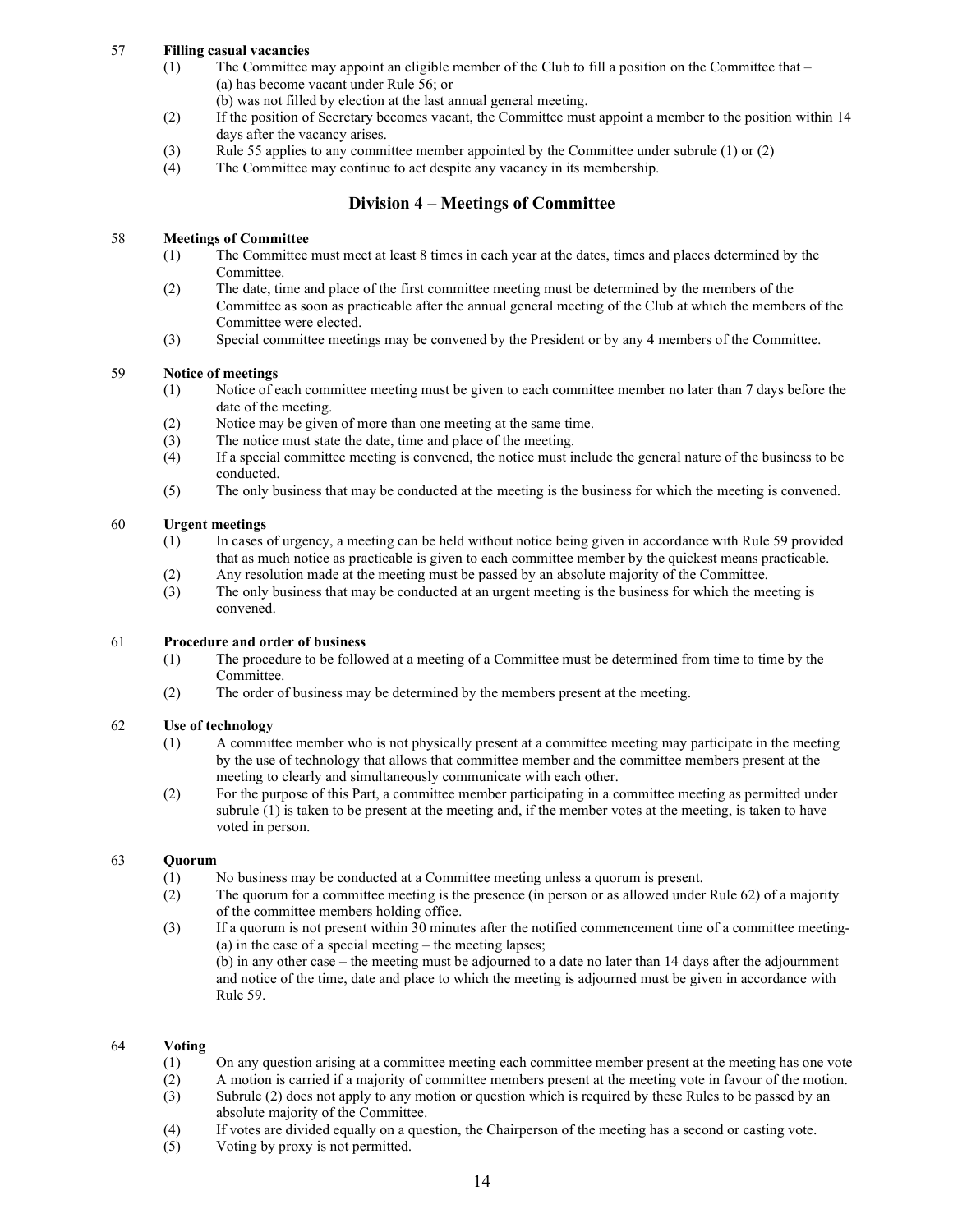57 **Filling casual vacancies**

(1) The Committee may appoint an eligible member of the Club to fill a position on the Committee that –
 (a) has become vacant under Rule 56; or
 (b) was not filled by election at the last annual general meeting.

(2) If the position of Secretary becomes vacant, the Committee must appoint a member to the position within 14 days after the vacancy arises.

(3) Rule 55 applies to any committee member appointed by the Committee under subrule (1) or (2)

(4) The Committee may continue to act despite any vacancy in its membership.

## Division 4 – Meetings of Committee

58 **Meetings of Committee**

(1) The Committee must meet at least 8 times in each year at the dates, times and places determined by the Committee.

(2) The date, time and place of the first committee meeting must be determined by the members of the Committee as soon as practicable after the annual general meeting of the Club at which the members of the Committee were elected.

(3) Special committee meetings may be convened by the President or by any 4 members of the Committee.

59 **Notice of meetings**

(1) Notice of each committee meeting must be given to each committee member no later than 7 days before the date of the meeting.

(2) Notice may be given of more than one meeting at the same time.

(3) The notice must state the date, time and place of the meeting.

(4) If a special committee meeting is convened, the notice must include the general nature of the business to be conducted.

(5) The only business that may be conducted at the meeting is the business for which the meeting is convened.

60 **Urgent meetings**

(1) In cases of urgency, a meeting can be held without notice being given in accordance with Rule 59 provided that as much notice as practicable is given to each committee member by the quickest means practicable.

(2) Any resolution made at the meeting must be passed by an absolute majority of the Committee.

(3) The only business that may be conducted at an urgent meeting is the business for which the meeting is convened.

61 **Procedure and order of business**

(1) The procedure to be followed at a meeting of a Committee must be determined from time to time by the Committee.

(2) The order of business may be determined by the members present at the meeting.

62 **Use of technology**

(1) A committee member who is not physically present at a committee meeting may participate in the meeting by the use of technology that allows that committee member and the committee members present at the meeting to clearly and simultaneously communicate with each other.

(2) For the purpose of this Part, a committee member participating in a committee meeting as permitted under subrule (1) is taken to be present at the meeting and, if the member votes at the meeting, is taken to have voted in person.

63 **Quorum**

(1) No business may be conducted at a Committee meeting unless a quorum is present.

(2) The quorum for a committee meeting is the presence (in person or as allowed under Rule 62) of a majority of the committee members holding office.

(3) If a quorum is not present within 30 minutes after the notified commencement time of a committee meeting-
 (a) in the case of a special meeting – the meeting lapses;
 (b) in any other case – the meeting must be adjourned to a date no later than 14 days after the adjournment and notice of the time, date and place to which the meeting is adjourned must be given in accordance with Rule 59.

64 **Voting**

(1) On any question arising at a committee meeting each committee member present at the meeting has one vote

(2) A motion is carried if a majority of committee members present at the meeting vote in favour of the motion.

(3) Subrule (2) does not apply to any motion or question which is required by these Rules to be passed by an absolute majority of the Committee.

(4) If votes are divided equally on a question, the Chairperson of the meeting has a second or casting vote.

(5) Voting by proxy is not permitted.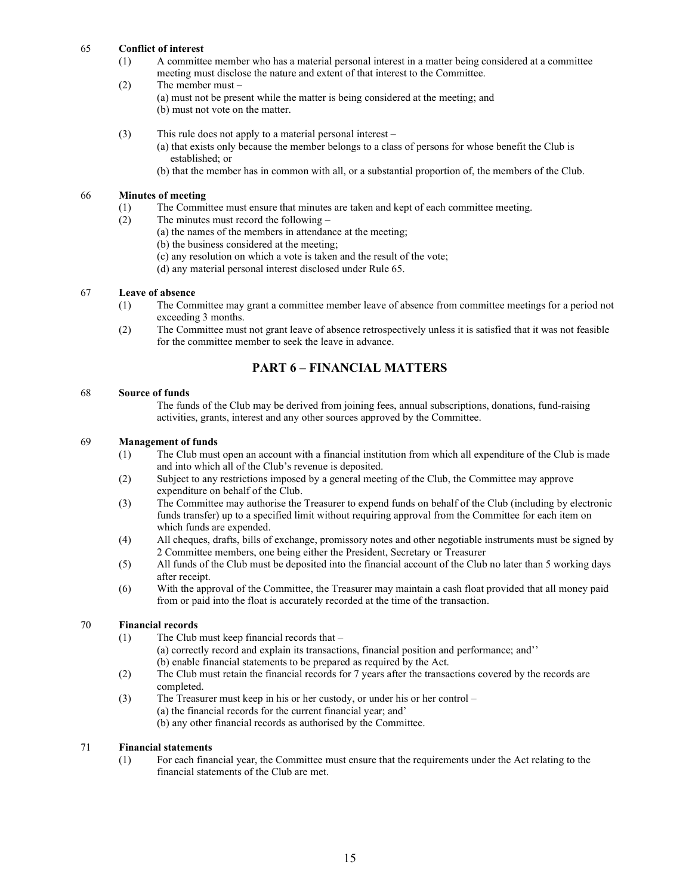### 65 Conflict of interest

(1) A committee member who has a material personal interest in a matter being considered at a committee meeting must disclose the nature and extent of that interest to the Committee.

(2) The member must –
(a) must not be present while the matter is being considered at the meeting; and
(b) must not vote on the matter.

(3) This rule does not apply to a material personal interest –
(a) that exists only because the member belongs to a class of persons for whose benefit the Club is established; or
(b) that the member has in common with all, or a substantial proportion of, the members of the Club.

### 66 Minutes of meeting

(1) The Committee must ensure that minutes are taken and kept of each committee meeting.

(2) The minutes must record the following –
(a) the names of the members in attendance at the meeting;
(b) the business considered at the meeting;
(c) any resolution on which a vote is taken and the result of the vote;
(d) any material personal interest disclosed under Rule 65.

### 67 Leave of absence

(1) The Committee may grant a committee member leave of absence from committee meetings for a period not exceeding 3 months.

(2) The Committee must not grant leave of absence retrospectively unless it is satisfied that it was not feasible for the committee member to seek the leave in advance.

## PART 6 – FINANCIAL MATTERS

### 68 Source of funds

The funds of the Club may be derived from joining fees, annual subscriptions, donations, fund-raising activities, grants, interest and any other sources approved by the Committee.

### 69 Management of funds

(1) The Club must open an account with a financial institution from which all expenditure of the Club is made and into which all of the Club's revenue is deposited.

(2) Subject to any restrictions imposed by a general meeting of the Club, the Committee may approve expenditure on behalf of the Club.

(3) The Committee may authorise the Treasurer to expend funds on behalf of the Club (including by electronic funds transfer) up to a specified limit without requiring approval from the Committee for each item on which funds are expended.

(4) All cheques, drafts, bills of exchange, promissory notes and other negotiable instruments must be signed by 2 Committee members, one being either the President, Secretary or Treasurer

(5) All funds of the Club must be deposited into the financial account of the Club no later than 5 working days after receipt.

(6) With the approval of the Committee, the Treasurer may maintain a cash float provided that all money paid from or paid into the float is accurately recorded at the time of the transaction.

### 70 Financial records

(1) The Club must keep financial records that –
(a) correctly record and explain its transactions, financial position and performance; and''
(b) enable financial statements to be prepared as required by the Act.

(2) The Club must retain the financial records for 7 years after the transactions covered by the records are completed.

(3) The Treasurer must keep in his or her custody, or under his or her control –
(a) the financial records for the current financial year; and'
(b) any other financial records as authorised by the Committee.

### 71 Financial statements

(1) For each financial year, the Committee must ensure that the requirements under the Act relating to the financial statements of the Club are met.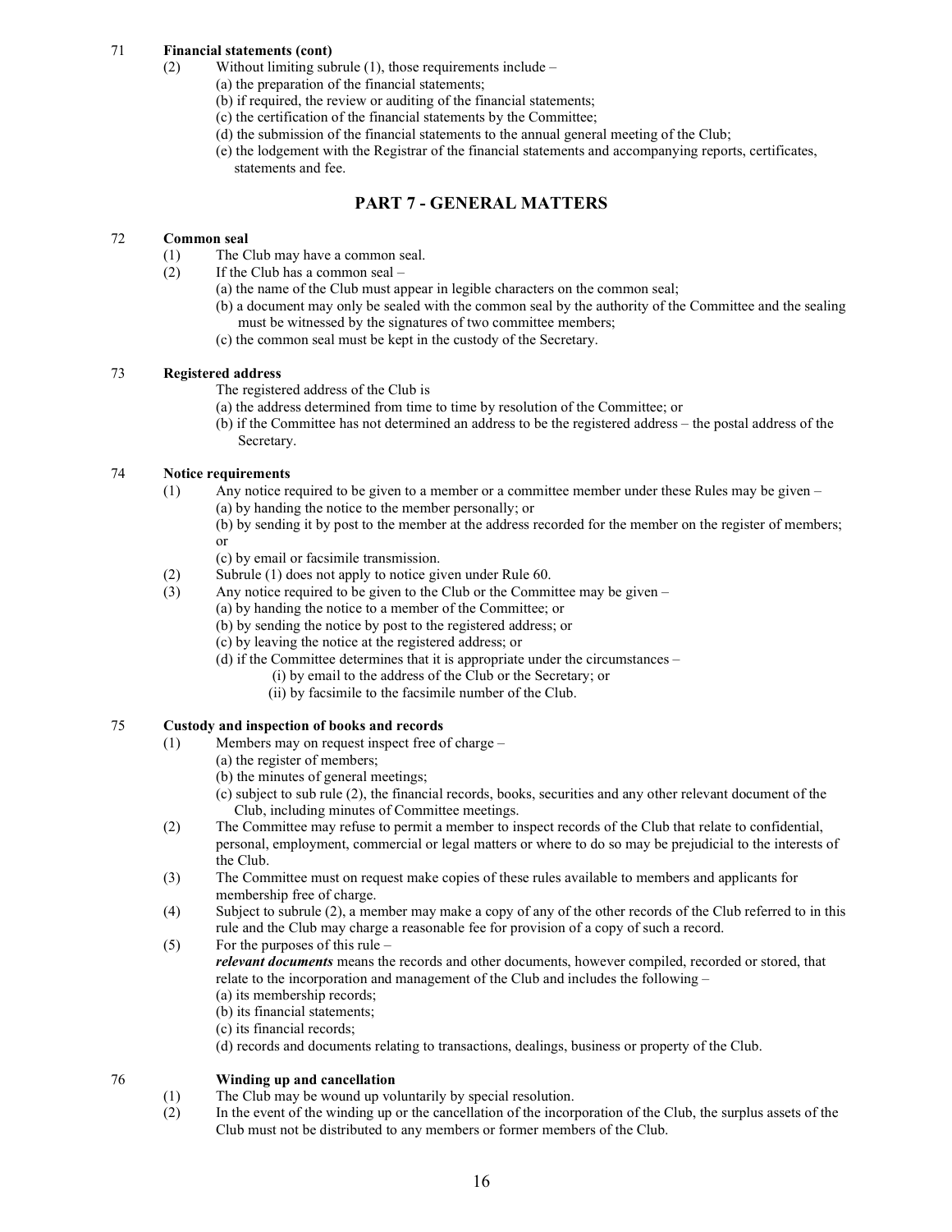71 **Financial statements (cont)**

(2) Without limiting subrule (1), those requirements include –

(a) the preparation of the financial statements;
(b) if required, the review or auditing of the financial statements;
(c) the certification of the financial statements by the Committee;
(d) the submission of the financial statements to the annual general meeting of the Club;
(e) the lodgement with the Registrar of the financial statements and accompanying reports, certificates, statements and fee.

## PART 7 - GENERAL MATTERS

72 **Common seal**

(1) The Club may have a common seal.

(2) If the Club has a common seal –

(a) the name of the Club must appear in legible characters on the common seal;
(b) a document may only be sealed with the common seal by the authority of the Committee and the sealing must be witnessed by the signatures of two committee members;
(c) the common seal must be kept in the custody of the Secretary.

73 **Registered address**

The registered address of the Club is

(a) the address determined from time to time by resolution of the Committee; or
(b) if the Committee has not determined an address to be the registered address – the postal address of the Secretary.

74 **Notice requirements**

(1) Any notice required to be given to a member or a committee member under these Rules may be given –

(a) by handing the notice to the member personally; or
(b) by sending it by post to the member at the address recorded for the member on the register of members; or
(c) by email or facsimile transmission.

(2) Subrule (1) does not apply to notice given under Rule 60.

(3) Any notice required to be given to the Club or the Committee may be given –

(a) by handing the notice to a member of the Committee; or
(b) by sending the notice by post to the registered address; or
(c) by leaving the notice at the registered address; or
(d) if the Committee determines that it is appropriate under the circumstances –

(i) by email to the address of the Club or the Secretary; or
(ii) by facsimile to the facsimile number of the Club.

75 **Custody and inspection of books and records**

(1) Members may on request inspect free of charge –

(a) the register of members;
(b) the minutes of general meetings;
(c) subject to sub rule (2), the financial records, books, securities and any other relevant document of the Club, including minutes of Committee meetings.

(2) The Committee may refuse to permit a member to inspect records of the Club that relate to confidential, personal, employment, commercial or legal matters or where to do so may be prejudicial to the interests of the Club.

(3) The Committee must on request make copies of these rules available to members and applicants for membership free of charge.

(4) Subject to subrule (2), a member may make a copy of any of the other records of the Club referred to in this rule and the Club may charge a reasonable fee for provision of a copy of such a record.

(5) For the purposes of this rule –

***relevant documents*** means the records and other documents, however compiled, recorded or stored, that relate to the incorporation and management of the Club and includes the following –

(a) its membership records;
(b) its financial statements;
(c) its financial records;
(d) records and documents relating to transactions, dealings, business or property of the Club.

76 **Winding up and cancellation**

(1) The Club may be wound up voluntarily by special resolution.

(2) In the event of the winding up or the cancellation of the incorporation of the Club, the surplus assets of the Club must not be distributed to any members or former members of the Club.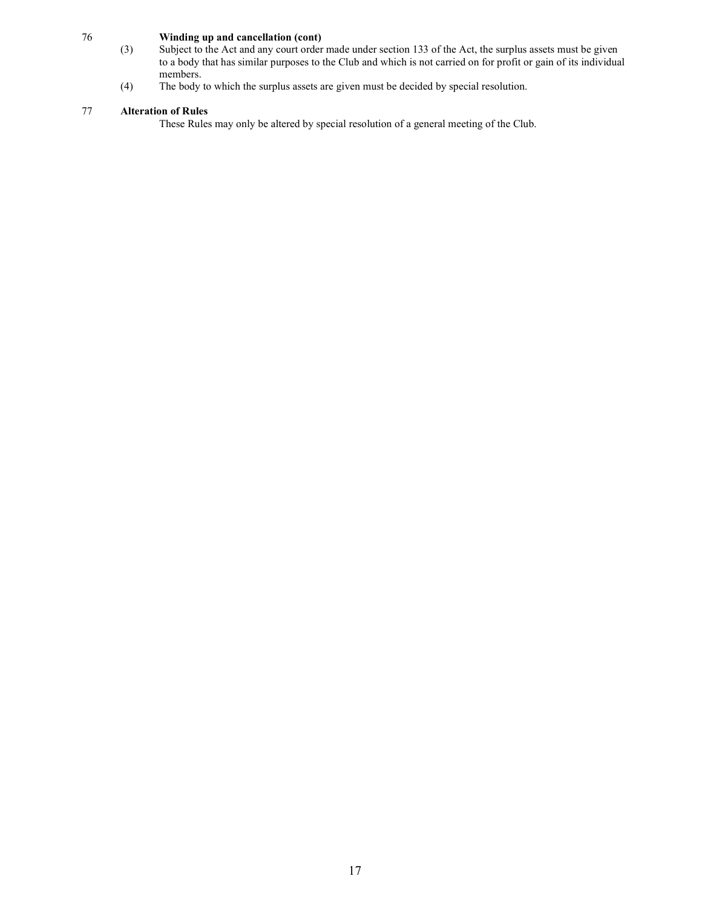## 76 Winding up and cancellation (cont)

(3) Subject to the Act and any court order made under section 133 of the Act, the surplus assets must be given to a body that has similar purposes to the Club and which is not carried on for profit or gain of its individual members.

(4) The body to which the surplus assets are given must be decided by special resolution.

## 77 Alteration of Rules

These Rules may only be altered by special resolution of a general meeting of the Club.